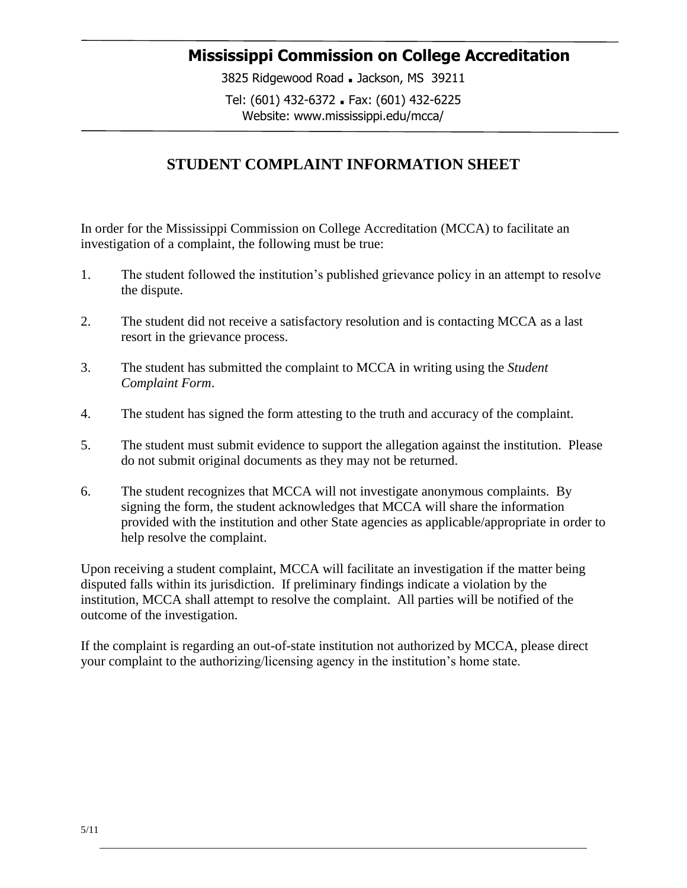# Mississippi Commission on College Accreditation

3825 Ridgewood Road ▪ Jackson, MS 39211

Tel: (601) 432-6372 ▪ Fax: (601) 432-6225

Website: www.mississippi.edu/mcca/

## STUDENT COMPLAINT INFORMATION SHEET

In order for the Mississippi Commission on College Accreditation (MCCA) to facilitate an investigation of a complaint, the following must be true:

1. The student followed the institution's published grievance policy in an attempt to resolve the dispute.
2. The student did not receive a satisfactory resolution and is contacting MCCA as a last resort in the grievance process.
3. The student has submitted the complaint to MCCA in writing using the *Student Complaint Form*.
4. The student has signed the form attesting to the truth and accuracy of the complaint.
5. The student must submit evidence to support the allegation against the institution. Please do not submit original documents as they may not be returned.
6. The student recognizes that MCCA will not investigate anonymous complaints. By signing the form, the student acknowledges that MCCA will share the information provided with the institution and other State agencies as applicable/appropriate in order to help resolve the complaint.

Upon receiving a student complaint, MCCA will facilitate an investigation if the matter being disputed falls within its jurisdiction. If preliminary findings indicate a violation by the institution, MCCA shall attempt to resolve the complaint. All parties will be notified of the outcome of the investigation.

If the complaint is regarding an out-of-state institution not authorized by MCCA, please direct your complaint to the authorizing/licensing agency in the institution's home state.

5/11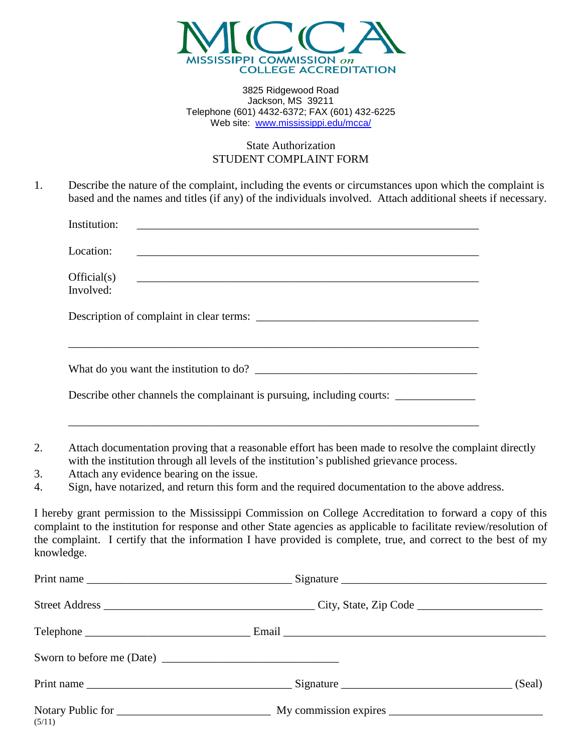MCCA
MISSISSIPPI COMMISSION on COLLEGE ACCREDITATION

3825 Ridgewood Road
Jackson, MS 39211
Telephone (601) 4432-6372; FAX (601) 432-6225
Web site: www.mississippi.edu/mcca/

State Authorization
STUDENT COMPLAINT FORM

1. Describe the nature of the complaint, including the events or circumstances upon which the complaint is based and the names and titles (if any) of the individuals involved. Attach additional sheets if necessary.

   Institution: ____________________________________________________________

   Location: ____________________________________________________________

   Official(s) Involved: ____________________________________________________________

   Description of complaint in clear terms: ________________________________________

   ________________________________________________________________________

   What do you want the institution to do? ________________________________________

   Describe other channels the complainant is pursuing, including courts: ______________

   ________________________________________________________________________

2. Attach documentation proving that a reasonable effort has been made to resolve the complaint directly with the institution through all levels of the institution's published grievance process.
3. Attach any evidence bearing on the issue.
4. Sign, have notarized, and return this form and the required documentation to the above address.

I hereby grant permission to the Mississippi Commission on College Accreditation to forward a copy of this complaint to the institution for response and other State agencies as applicable to facilitate review/resolution of the complaint. I certify that the information I have provided is complete, true, and correct to the best of my knowledge.

Print name ____________________________________ Signature ____________________________________

Street Address ____________________________________ City, State, Zip Code ______________________

Telephone ____________________________ Email ______________________________________________

Sworn to before me (Date) ______________________________

Print name ____________________________________ Signature ______________________________ (Seal)

Notary Public for __________________________ My commission expires __________________________

(5/11)